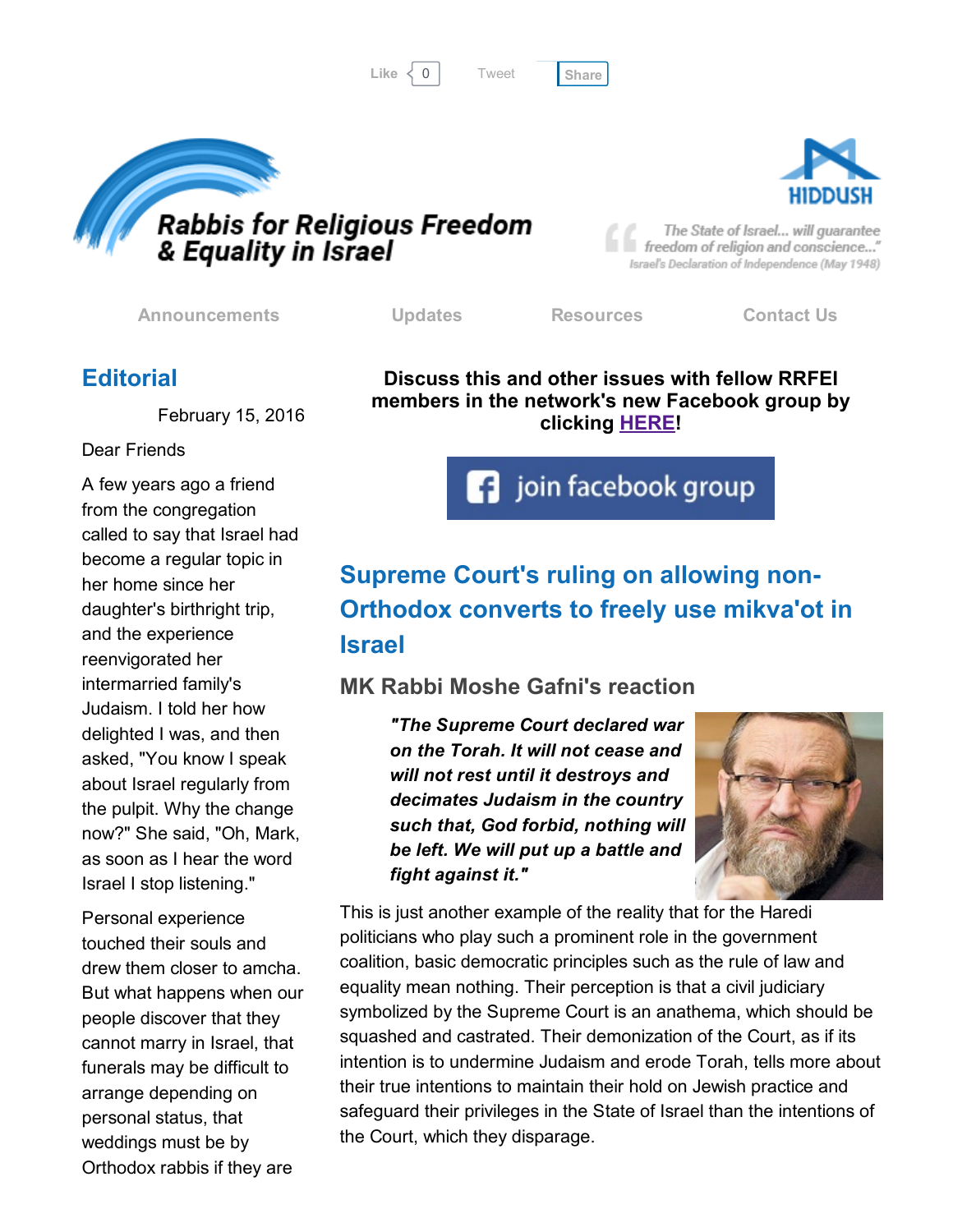Like 0 Tweet Share

# Rabbis for Religious Freedom & Equality in Israel

HIDDUSH

"The State of Israel... will guarantee freedom of religion and conscience..."
Israel's Declaration of Independence (May 1948)

Announcements | Updates | Resources | Contact Us

## Editorial

February 15, 2016

Dear Friends

A few years ago a friend from the congregation called to say that Israel had become a regular topic in her home since her daughter's birthright trip, and the experience reenvigorated her intermarried family's Judaism. I told her how delighted I was, and then asked, "You know I speak about Israel regularly from the pulpit. Why the change now?" She said, "Oh, Mark, as soon as I hear the word Israel I stop listening."

Personal experience touched their souls and drew them closer to amcha. But what happens when our people discover that they cannot marry in Israel, that funerals may be difficult to arrange depending on personal status, that weddings must be by Orthodox rabbis if they are

**Discuss this and other issues with fellow RRFEI members in the network's new Facebook group by clicking HERE!**

join facebook group

## Supreme Court's ruling on allowing non-Orthodox converts to freely use mikva'ot in Israel

### MK Rabbi Moshe Gafni's reaction

> ***"The Supreme Court declared war on the Torah. It will not cease and will not rest until it destroys and decimates Judaism in the country such that, God forbid, nothing will be left. We will put up a battle and fight against it."***

This is just another example of the reality that for the Haredi politicians who play such a prominent role in the government coalition, basic democratic principles such as the rule of law and equality mean nothing. Their perception is that a civil judiciary symbolized by the Supreme Court is an anathema, which should be squashed and castrated. Their demonization of the Court, as if its intention is to undermine Judaism and erode Torah, tells more about their true intentions to maintain their hold on Jewish practice and safeguard their privileges in the State of Israel than the intentions of the Court, which they disparage.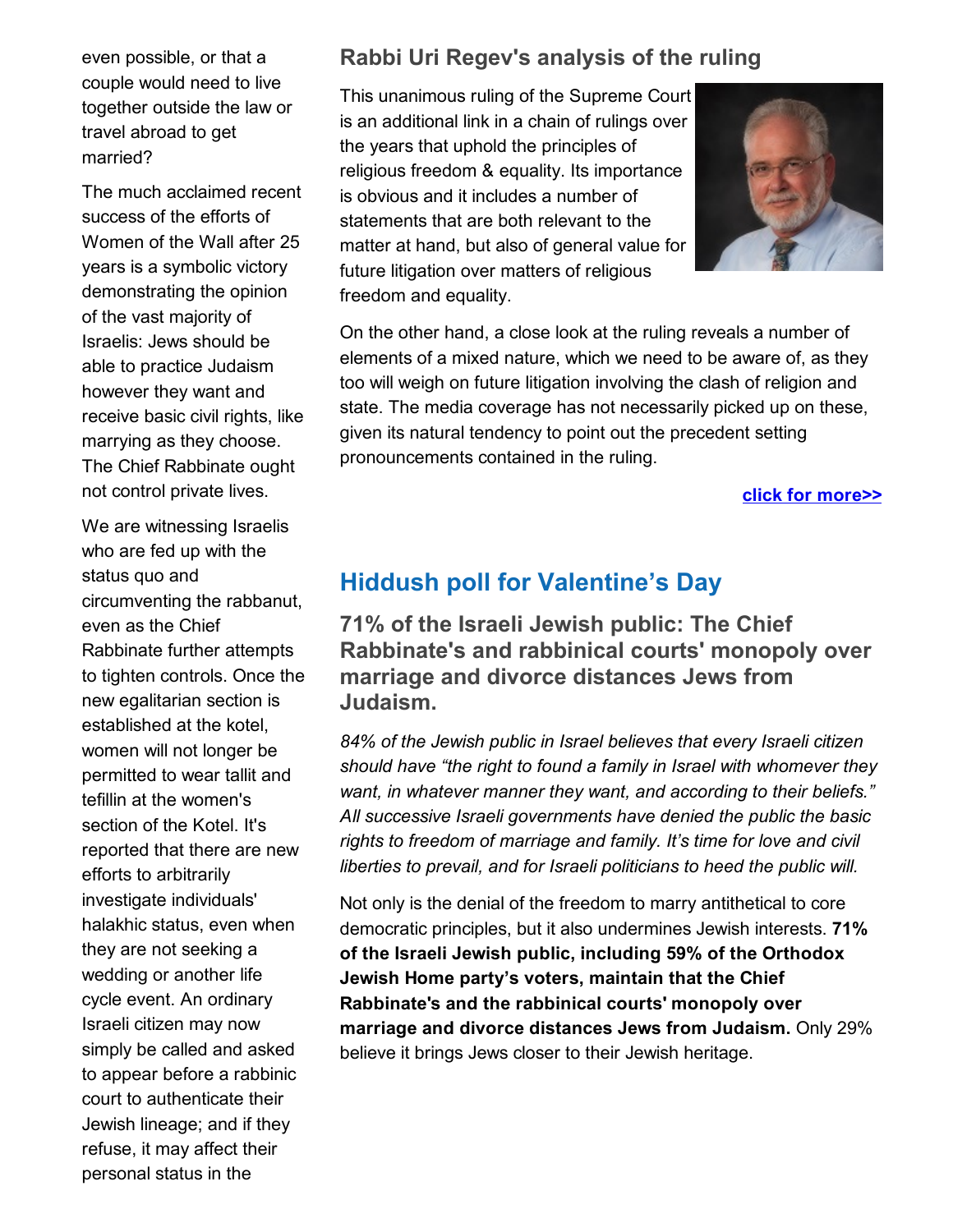even possible, or that a couple would need to live together outside the law or travel abroad to get married?

The much acclaimed recent success of the efforts of Women of the Wall after 25 years is a symbolic victory demonstrating the opinion of the vast majority of Israelis: Jews should be able to practice Judaism however they want and receive basic civil rights, like marrying as they choose. The Chief Rabbinate ought not control private lives.

We are witnessing Israelis who are fed up with the status quo and circumventing the rabbanut, even as the Chief Rabbinate further attempts to tighten controls. Once the new egalitarian section is established at the kotel, women will not longer be permitted to wear tallit and tefillin at the women's section of the Kotel. It's reported that there are new efforts to arbitrarily investigate individuals' halakhic status, even when they are not seeking a wedding or another life cycle event. An ordinary Israeli citizen may now simply be called and asked to appear before a rabbinic court to authenticate their Jewish lineage; and if they refuse, it may affect their personal status in the

### Rabbi Uri Regev's analysis of the ruling

This unanimous ruling of the Supreme Court is an additional link in a chain of rulings over the years that uphold the principles of religious freedom & equality. Its importance is obvious and it includes a number of statements that are both relevant to the matter at hand, but also of general value for future litigation over matters of religious freedom and equality.

On the other hand, a close look at the ruling reveals a number of elements of a mixed nature, which we need to be aware of, as they too will weigh on future litigation involving the clash of religion and state. The media coverage has not necessarily picked up on these, given its natural tendency to point out the precedent setting pronouncements contained in the ruling.

**click for more>>**

## Hiddush poll for Valentine's Day

### 71% of the Israeli Jewish public: The Chief Rabbinate's and rabbinical courts' monopoly over marriage and divorce distances Jews from Judaism.

*84% of the Jewish public in Israel believes that every Israeli citizen should have "the right to found a family in Israel with whomever they want, in whatever manner they want, and according to their beliefs." All successive Israeli governments have denied the public the basic rights to freedom of marriage and family. It's time for love and civil liberties to prevail, and for Israeli politicians to heed the public will.*

Not only is the denial of the freedom to marry antithetical to core democratic principles, but it also undermines Jewish interests. **71% of the Israeli Jewish public, including 59% of the Orthodox Jewish Home party's voters, maintain that the Chief Rabbinate's and the rabbinical courts' monopoly over marriage and divorce distances Jews from Judaism.** Only 29% believe it brings Jews closer to their Jewish heritage.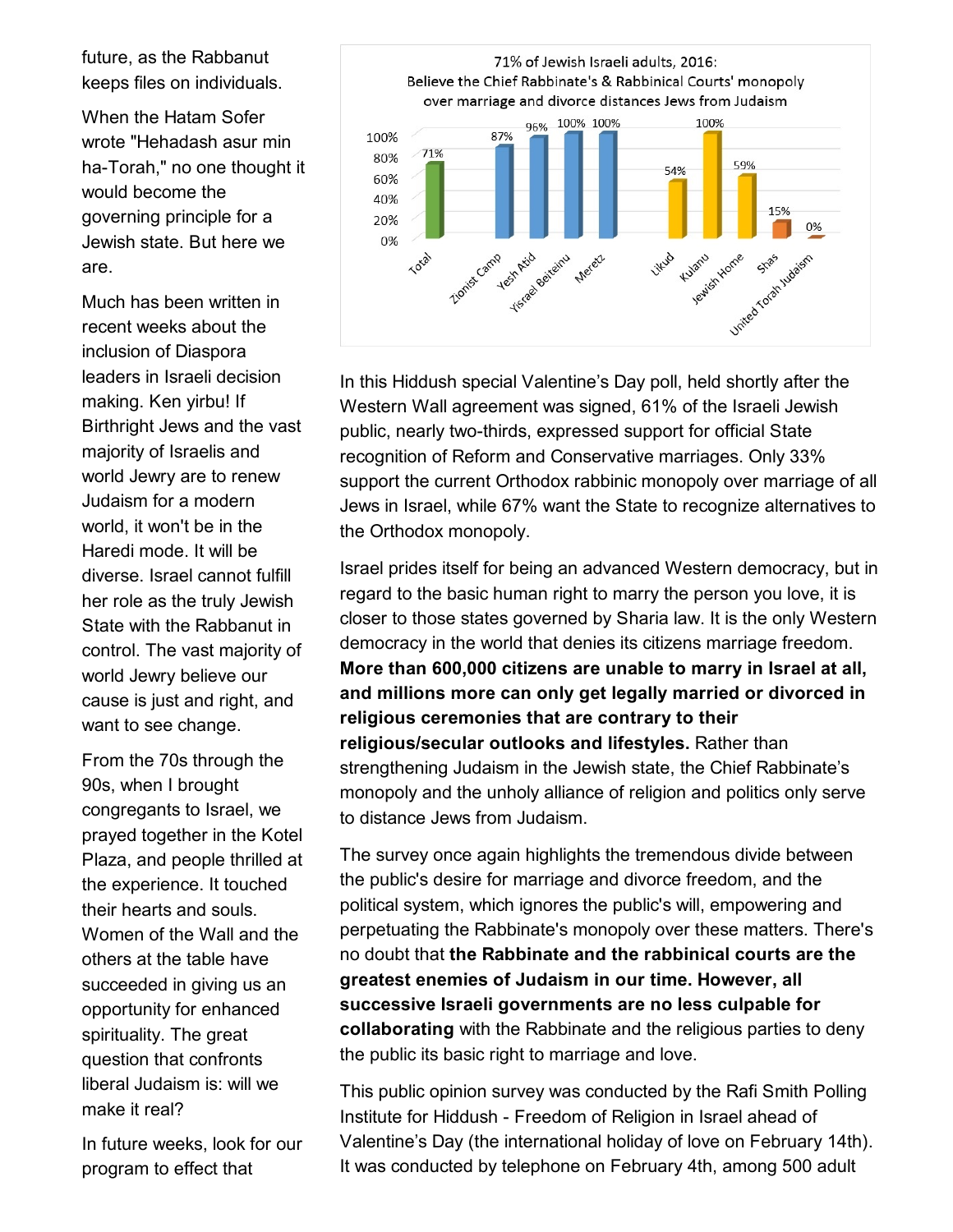future, as the Rabbanut keeps files on individuals.

When the Hatam Sofer wrote "Hehadash asur min ha-Torah," no one thought it would become the governing principle for a Jewish state. But here we are.

Much has been written in recent weeks about the inclusion of Diaspora leaders in Israeli decision making. Ken yirbu! If Birthright Jews and the vast majority of Israelis and world Jewry are to renew Judaism for a modern world, it won't be in the Haredi mode. It will be diverse. Israel cannot fulfill her role as the truly Jewish State with the Rabbanut in control. The vast majority of world Jewry believe our cause is just and right, and want to see change.

From the 70s through the 90s, when I brought congregants to Israel, we prayed together in the Kotel Plaza, and people thrilled at the experience. It touched their hearts and souls. Women of the Wall and the others at the table have succeeded in giving us an opportunity for enhanced spirituality. The great question that confronts liberal Judaism is: will we make it real?

In future weeks, look for our program to effect that

71% of Jewish Israeli adults, 2016:
Believe the Chief Rabbinate's & Rabbinical Courts' monopoly over marriage and divorce distances Jews from Judaism

| Group | % |
|---|---|
| Total | 71% |
| Zionist Camp | 87% |
| Yesh Atid | 96% |
| Yisrael Beiteinu | 100% |
| Meretz | 100% |
| Likud | 54% |
| Kulanu | 100% |
| Jewish Home | 59% |
| Shas | 15% |
| United Torah Judaism | 0% |

In this Hiddush special Valentine's Day poll, held shortly after the Western Wall agreement was signed, 61% of the Israeli Jewish public, nearly two-thirds, expressed support for official State recognition of Reform and Conservative marriages. Only 33% support the current Orthodox rabbinic monopoly over marriage of all Jews in Israel, while 67% want the State to recognize alternatives to the Orthodox monopoly.

Israel prides itself for being an advanced Western democracy, but in regard to the basic human right to marry the person you love, it is closer to those states governed by Sharia law. It is the only Western democracy in the world that denies its citizens marriage freedom. **More than 600,000 citizens are unable to marry in Israel at all, and millions more can only get legally married or divorced in religious ceremonies that are contrary to their religious/secular outlooks and lifestyles.** Rather than strengthening Judaism in the Jewish state, the Chief Rabbinate's monopoly and the unholy alliance of religion and politics only serve to distance Jews from Judaism.

The survey once again highlights the tremendous divide between the public's desire for marriage and divorce freedom, and the political system, which ignores the public's will, empowering and perpetuating the Rabbinate's monopoly over these matters. There's no doubt that **the Rabbinate and the rabbinical courts are the greatest enemies of Judaism in our time. However, all successive Israeli governments are no less culpable for collaborating** with the Rabbinate and the religious parties to deny the public its basic right to marriage and love.

This public opinion survey was conducted by the Rafi Smith Polling Institute for Hiddush - Freedom of Religion in Israel ahead of Valentine's Day (the international holiday of love on February 14th). It was conducted by telephone on February 4th, among 500 adult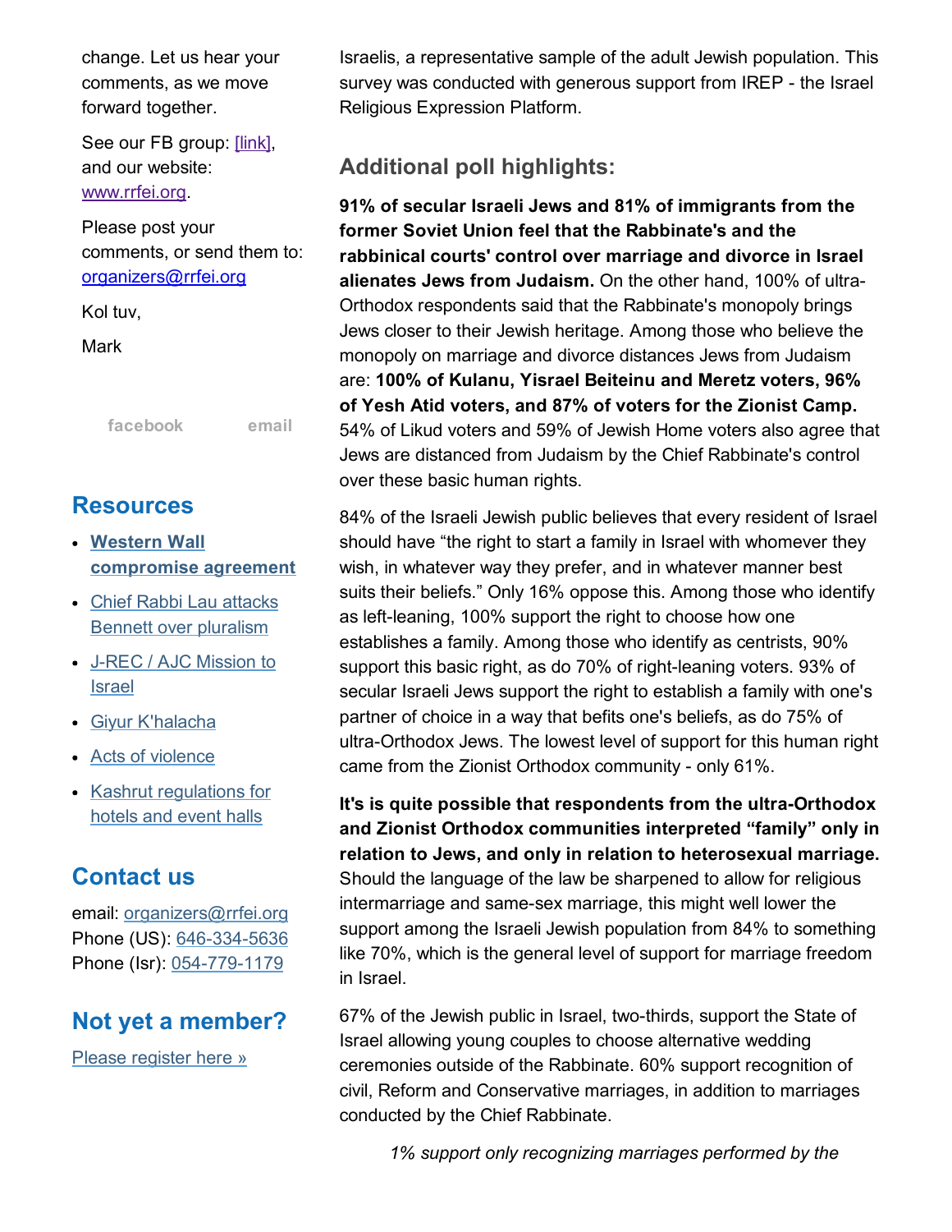change. Let us hear your comments, as we move forward together.

See our FB group: [link], and our website: www.rrfei.org.

Please post your comments, or send them to: organizers@rrfei.org

Kol tuv,

Mark

facebook email

## Resources

- **Western Wall compromise agreement**
- Chief Rabbi Lau attacks Bennett over pluralism
- J-REC / AJC Mission to Israel
- Giyur K'halacha
- Acts of violence
- Kashrut regulations for hotels and event halls

## Contact us

email: organizers@rrfei.org
Phone (US): 646-334-5636
Phone (Isr): 054-779-1179

## Not yet a member?

Please register here »

Israelis, a representative sample of the adult Jewish population. This survey was conducted with generous support from IREP - the Israel Religious Expression Platform.

### Additional poll highlights:

**91% of secular Israeli Jews and 81% of immigrants from the former Soviet Union feel that the Rabbinate's and the rabbinical courts' control over marriage and divorce in Israel alienates Jews from Judaism.** On the other hand, 100% of ultra-Orthodox respondents said that the Rabbinate's monopoly brings Jews closer to their Jewish heritage. Among those who believe the monopoly on marriage and divorce distances Jews from Judaism are: **100% of Kulanu, Yisrael Beiteinu and Meretz voters, 96% of Yesh Atid voters, and 87% of voters for the Zionist Camp.** 54% of Likud voters and 59% of Jewish Home voters also agree that Jews are distanced from Judaism by the Chief Rabbinate's control over these basic human rights.

84% of the Israeli Jewish public believes that every resident of Israel should have “the right to start a family in Israel with whomever they wish, in whatever way they prefer, and in whatever manner best suits their beliefs.” Only 16% oppose this. Among those who identify as left-leaning, 100% support the right to choose how one establishes a family. Among those who identify as centrists, 90% support this basic right, as do 70% of right-leaning voters. 93% of secular Israeli Jews support the right to establish a family with one's partner of choice in a way that befits one's beliefs, as do 75% of ultra-Orthodox Jews. The lowest level of support for this human right came from the Zionist Orthodox community - only 61%.

**It's is quite possible that respondents from the ultra-Orthodox and Zionist Orthodox communities interpreted “family” only in relation to Jews, and only in relation to heterosexual marriage.** Should the language of the law be sharpened to allow for religious intermarriage and same-sex marriage, this might well lower the support among the Israeli Jewish population from 84% to something like 70%, which is the general level of support for marriage freedom in Israel.

67% of the Jewish public in Israel, two-thirds, support the State of Israel allowing young couples to choose alternative wedding ceremonies outside of the Rabbinate. 60% support recognition of civil, Reform and Conservative marriages, in addition to marriages conducted by the Chief Rabbinate.

*1% support only recognizing marriages performed by the*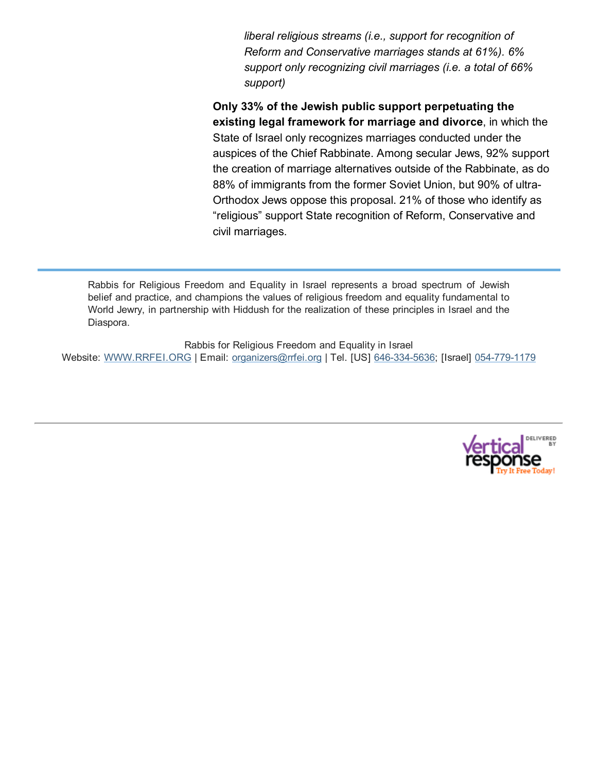*liberal religious streams (i.e., support for recognition of Reform and Conservative marriages stands at 61%). 6% support only recognizing civil marriages (i.e. a total of 66% support)*

**Only 33% of the Jewish public support perpetuating the existing legal framework for marriage and divorce**, in which the State of Israel only recognizes marriages conducted under the auspices of the Chief Rabbinate. Among secular Jews, 92% support the creation of marriage alternatives outside of the Rabbinate, as do 88% of immigrants from the former Soviet Union, but 90% of ultra-Orthodox Jews oppose this proposal. 21% of those who identify as "religious" support State recognition of Reform, Conservative and civil marriages.

---

Rabbis for Religious Freedom and Equality in Israel represents a broad spectrum of Jewish belief and practice, and champions the values of religious freedom and equality fundamental to World Jewry, in partnership with Hiddush for the realization of these principles in Israel and the Diaspora.

Rabbis for Religious Freedom and Equality in Israel
Website: WWW.RRFEI.ORG | Email: organizers@rrfei.org | Tel. [US] 646-334-5636; [Israel] 054-779-1179

---

Vertical response DELIVERED BY Try It Free Today!